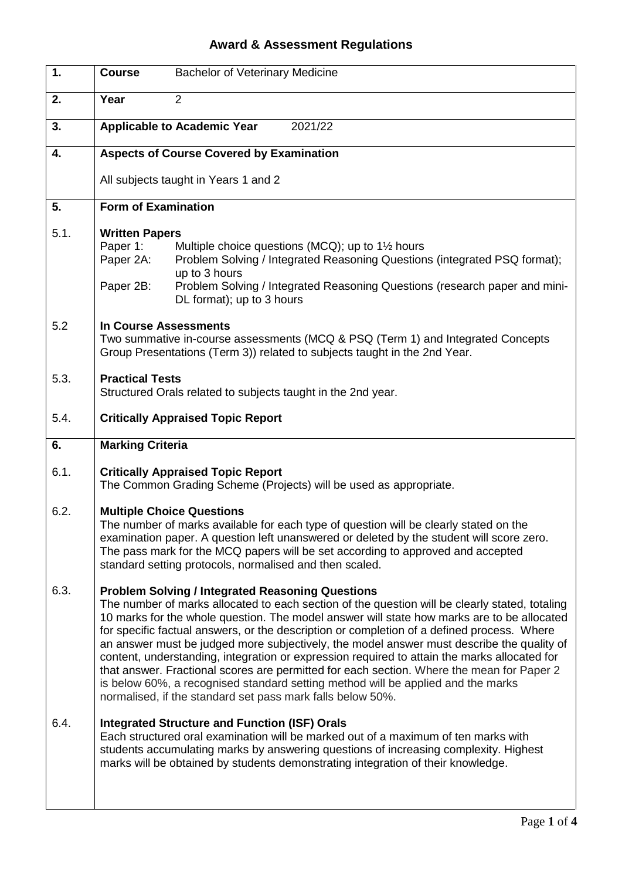# Award & Assessment Regulations

| | |
|---|---|
| **1.** | **Course** Bachelor of Veterinary Medicine |
| **2.** | **Year** 2 |
| **3.** | **Applicable to Academic Year** 2021/22 |
| **4.** | **Aspects of Course Covered by Examination**<br><br>All subjects taught in Years 1 and 2 |
| **5.** | **Form of Examination** |
| 5.1. | **Written Papers**<br>Paper 1: Multiple choice questions (MCQ); up to 1½ hours<br>Paper 2A: Problem Solving / Integrated Reasoning Questions (integrated PSQ format); up to 3 hours<br>Paper 2B: Problem Solving / Integrated Reasoning Questions (research paper and mini-DL format); up to 3 hours |
| 5.2 | **In Course Assessments**<br>Two summative in-course assessments (MCQ & PSQ (Term 1) and Integrated Concepts Group Presentations (Term 3)) related to subjects taught in the 2nd Year. |
| 5.3. | **Practical Tests**<br>Structured Orals related to subjects taught in the 2nd year. |
| 5.4. | **Critically Appraised Topic Report** |
| **6.** | **Marking Criteria** |
| 6.1. | **Critically Appraised Topic Report**<br>The Common Grading Scheme (Projects) will be used as appropriate. |
| 6.2. | **Multiple Choice Questions**<br>The number of marks available for each type of question will be clearly stated on the examination paper. A question left unanswered or deleted by the student will score zero. The pass mark for the MCQ papers will be set according to approved and accepted standard setting protocols, normalised and then scaled. |
| 6.3. | **Problem Solving / Integrated Reasoning Questions**<br>The number of marks allocated to each section of the question will be clearly stated, totaling 10 marks for the whole question. The model answer will state how marks are to be allocated for specific factual answers, or the description or completion of a defined process. Where an answer must be judged more subjectively, the model answer must describe the quality of content, understanding, integration or expression required to attain the marks allocated for that answer. Fractional scores are permitted for each section. Where the mean for Paper 2 is below 60%, a recognised standard setting method will be applied and the marks normalised, if the standard set pass mark falls below 50%. |
| 6.4. | **Integrated Structure and Function (ISF) Orals**<br>Each structured oral examination will be marked out of a maximum of ten marks with students accumulating marks by answering questions of increasing complexity. Highest marks will be obtained by students demonstrating integration of their knowledge. |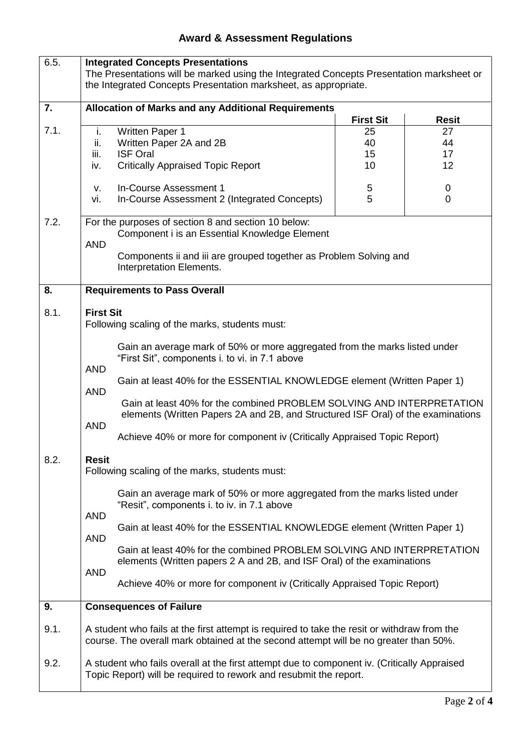# Award & Assessment Regulations

**6.5. Integrated Concepts Presentations**

The Presentations will be marked using the Integrated Concepts Presentation marksheet or the Integrated Concepts Presentation marksheet, as appropriate.

## 7. Allocation of Marks and any Additional Requirements

7.1.

| | | First Sit | Resit |
|---|---|---|---|
| i. | Written Paper 1 | 25 | 27 |
| ii. | Written Paper 2A and 2B | 40 | 44 |
| iii. | ISF Oral | 15 | 17 |
| iv. | Critically Appraised Topic Report | 10 | 12 |
| v. | In-Course Assessment 1 | 5 | 0 |
| vi. | In-Course Assessment 2 (Integrated Concepts) | 5 | 0 |

7.2. For the purposes of section 8 and section 10 below:

Component i is an Essential Knowledge Element

AND

Components ii and iii are grouped together as Problem Solving and Interpretation Elements.

## 8. Requirements to Pass Overall

**8.1. First Sit**

Following scaling of the marks, students must:

Gain an average mark of 50% or more aggregated from the marks listed under "First Sit", components i. to vi. in 7.1 above

AND

Gain at least 40% for the ESSENTIAL KNOWLEDGE element (Written Paper 1)

AND

Gain at least 40% for the combined PROBLEM SOLVING AND INTERPRETATION elements (Written Papers 2A and 2B, and Structured ISF Oral) of the examinations

AND

Achieve 40% or more for component iv (Critically Appraised Topic Report)

**8.2. Resit**

Following scaling of the marks, students must:

Gain an average mark of 50% or more aggregated from the marks listed under "Resit", components i. to iv. in 7.1 above

AND

Gain at least 40% for the ESSENTIAL KNOWLEDGE element (Written Paper 1)

AND

Gain at least 40% for the combined PROBLEM SOLVING AND INTERPRETATION elements (Written papers 2 A and 2B, and ISF Oral) of the examinations

AND

Achieve 40% or more for component iv (Critically Appraised Topic Report)

## 9. Consequences of Failure

9.1. A student who fails at the first attempt is required to take the resit or withdraw from the course. The overall mark obtained at the second attempt will be no greater than 50%.

9.2. A student who fails overall at the first attempt due to component iv. (Critically Appraised Topic Report) will be required to rework and resubmit the report.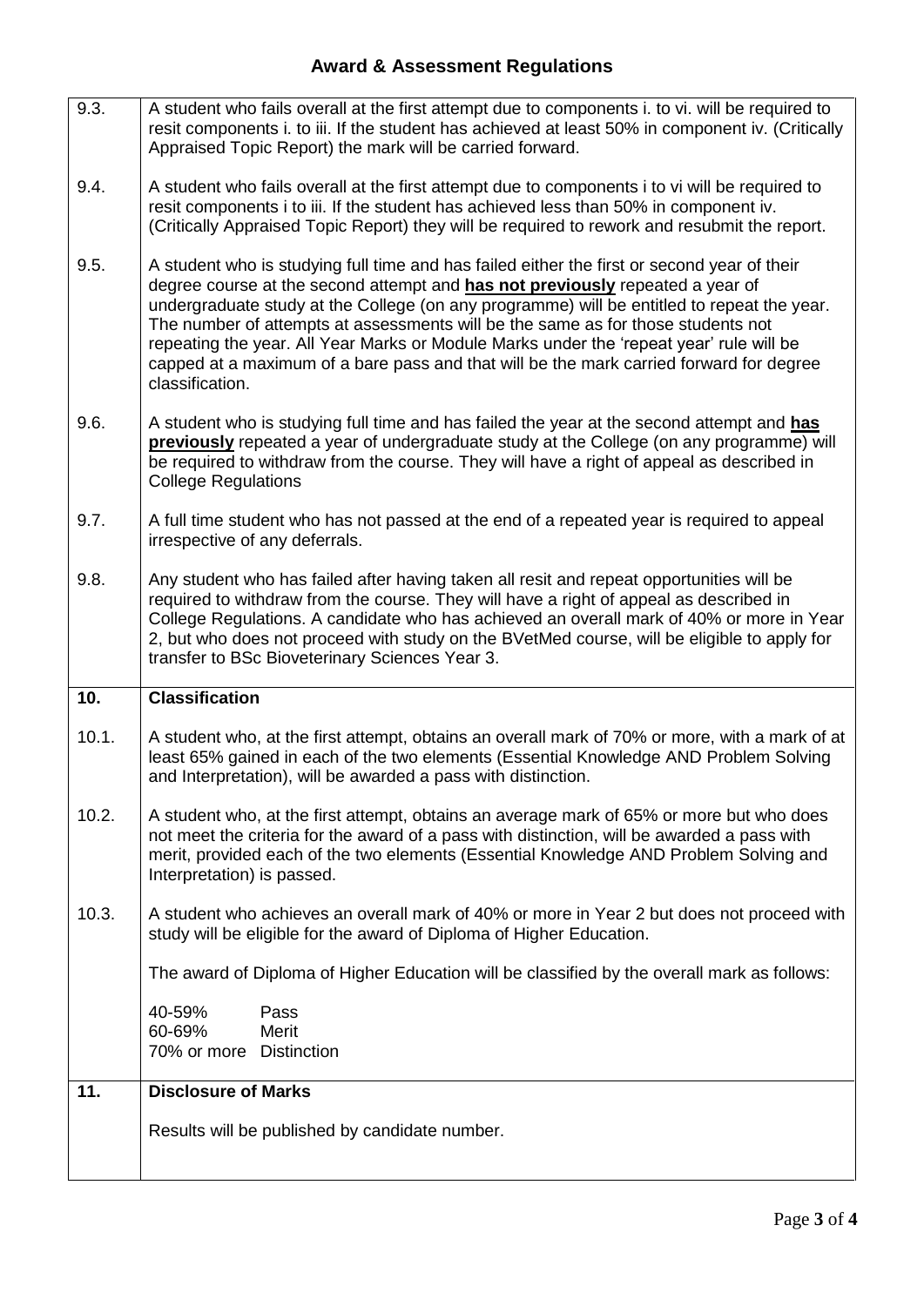## Award & Assessment Regulations

| | |
|---|---|
| 9.3. | A student who fails overall at the first attempt due to components i. to vi. will be required to resit components i. to iii. If the student has achieved at least 50% in component iv. (Critically Appraised Topic Report) the mark will be carried forward. |
| 9.4. | A student who fails overall at the first attempt due to components i to vi will be required to resit components i to iii. If the student has achieved less than 50% in component iv. (Critically Appraised Topic Report) they will be required to rework and resubmit the report. |
| 9.5. | A student who is studying full time and has failed either the first or second year of their degree course at the second attempt and <u>**has not previously**</u> repeated a year of undergraduate study at the College (on any programme) will be entitled to repeat the year. The number of attempts at assessments will be the same as for those students not repeating the year. All Year Marks or Module Marks under the 'repeat year' rule will be capped at a maximum of a bare pass and that will be the mark carried forward for degree classification. |
| 9.6. | A student who is studying full time and has failed the year at the second attempt and <u>**has previously**</u> repeated a year of undergraduate study at the College (on any programme) will be required to withdraw from the course. They will have a right of appeal as described in College Regulations |
| 9.7. | A full time student who has not passed at the end of a repeated year is required to appeal irrespective of any deferrals. |
| 9.8. | Any student who has failed after having taken all resit and repeat opportunities will be required to withdraw from the course. They will have a right of appeal as described in College Regulations. A candidate who has achieved an overall mark of 40% or more in Year 2, but who does not proceed with study on the BVetMed course, will be eligible to apply for transfer to BSc Bioveterinary Sciences Year 3. |
| **10.** | **Classification** |
| 10.1. | A student who, at the first attempt, obtains an overall mark of 70% or more, with a mark of at least 65% gained in each of the two elements (Essential Knowledge AND Problem Solving and Interpretation), will be awarded a pass with distinction. |
| 10.2. | A student who, at the first attempt, obtains an average mark of 65% or more but who does not meet the criteria for the award of a pass with distinction, will be awarded a pass with merit, provided each of the two elements (Essential Knowledge AND Problem Solving and Interpretation) is passed. |
| 10.3. | A student who achieves an overall mark of 40% or more in Year 2 but does not proceed with study will be eligible for the award of Diploma of Higher Education.<br><br>The award of Diploma of Higher Education will be classified by the overall mark as follows:<br><br>40-59% Pass<br>60-69% Merit<br>70% or more Distinction |
| **11.** | **Disclosure of Marks** |
| | Results will be published by candidate number. |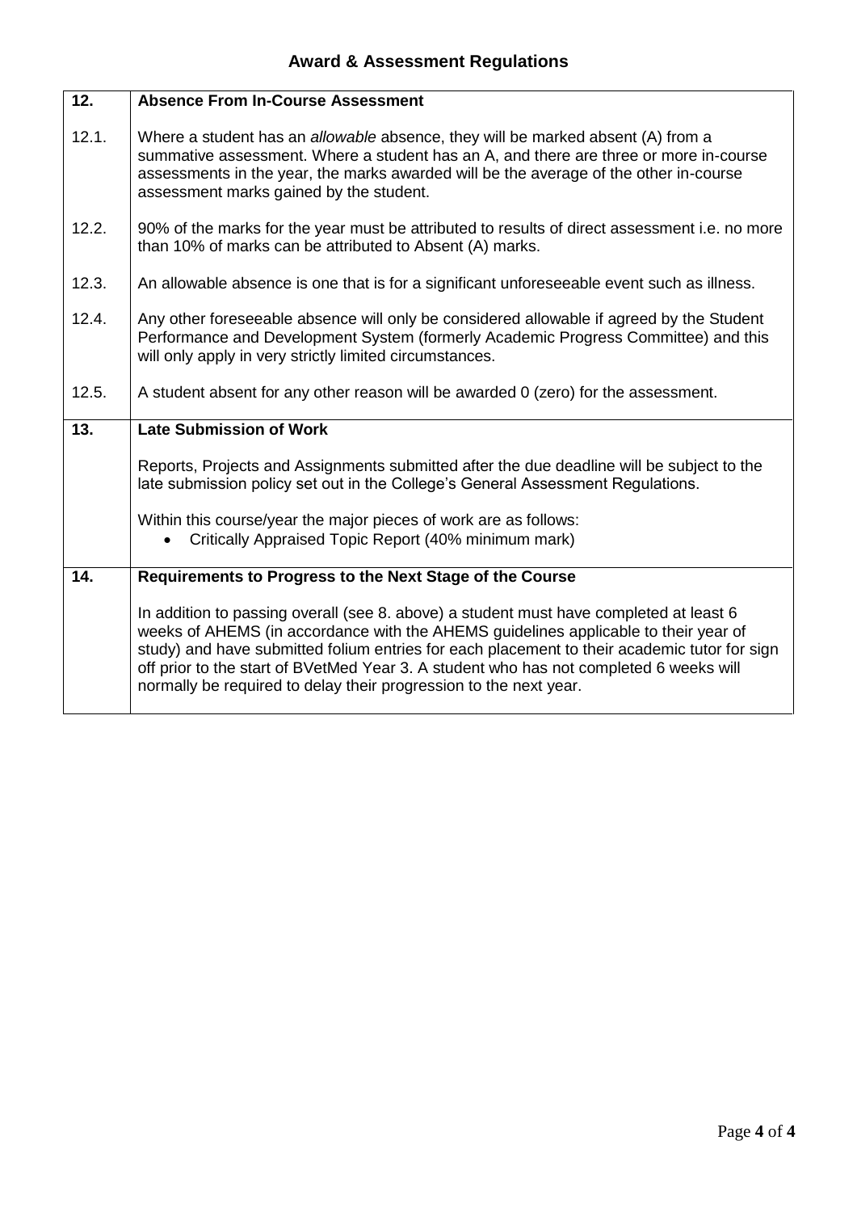## Award & Assessment Regulations

| | |
|---|---|
| **12.** | **Absence From In-Course Assessment** |
| 12.1. | Where a student has an *allowable* absence, they will be marked absent (A) from a summative assessment. Where a student has an A, and there are three or more in-course assessments in the year, the marks awarded will be the average of the other in-course assessment marks gained by the student. |
| 12.2. | 90% of the marks for the year must be attributed to results of direct assessment i.e. no more than 10% of marks can be attributed to Absent (A) marks. |
| 12.3. | An allowable absence is one that is for a significant unforeseeable event such as illness. |
| 12.4. | Any other foreseeable absence will only be considered allowable if agreed by the Student Performance and Development System (formerly Academic Progress Committee) and this will only apply in very strictly limited circumstances. |
| 12.5. | A student absent for any other reason will be awarded 0 (zero) for the assessment. |
| **13.** | **Late Submission of Work**<br><br>Reports, Projects and Assignments submitted after the due deadline will be subject to the late submission policy set out in the College's General Assessment Regulations.<br><br>Within this course/year the major pieces of work are as follows:<br>• Critically Appraised Topic Report (40% minimum mark) |
| **14.** | **Requirements to Progress to the Next Stage of the Course**<br><br>In addition to passing overall (see 8. above) a student must have completed at least 6 weeks of AHEMS (in accordance with the AHEMS guidelines applicable to their year of study) and have submitted folium entries for each placement to their academic tutor for sign off prior to the start of BVetMed Year 3. A student who has not completed 6 weeks will normally be required to delay their progression to the next year. |